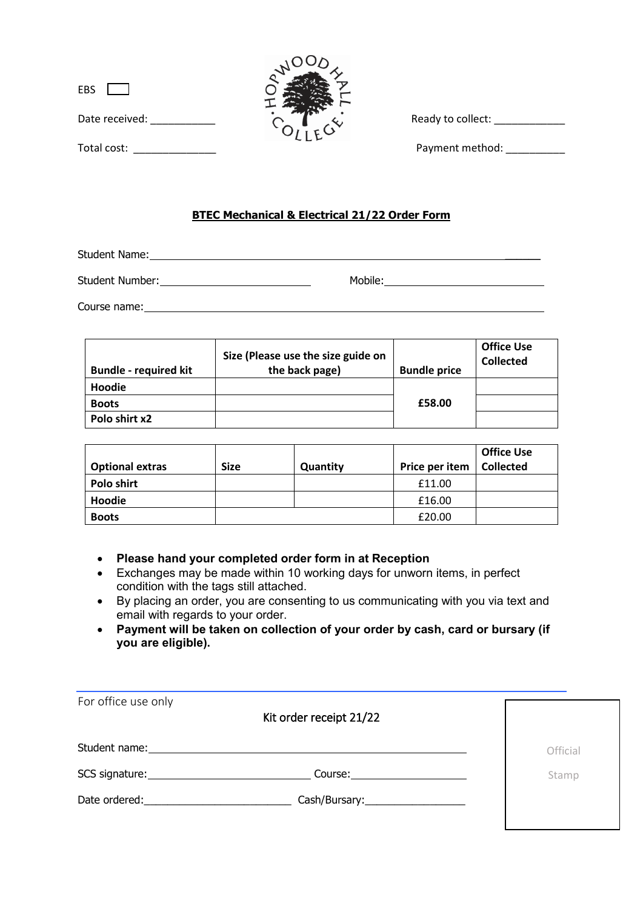EBS ☐

Date received: ___________

Total cost: ______________

Ready to collect: ____________

Payment method: __________

**BTEC Mechanical & Electrical 21/22 Order Form**

Student Name: ______________________________

Student Number: ______________ Mobile: ______________

Course name: ______________________________

| Bundle - required kit | Size (Please use the size guide on the back page) | Bundle price | Office Use Collected |
|---|---|---|---|
| **Hoodie** | | £58.00 | |
| **Boots** | | | |
| **Polo shirt x2** | | | |

| Optional extras | Size | Quantity | Price per item | Office Use Collected |
|---|---|---|---|---|
| **Polo shirt** | | | £11.00 | |
| **Hoodie** | | | £16.00 | |
| **Boots** | | | £20.00 | |

- **Please hand your completed order form in at Reception**
- Exchanges may be made within 10 working days for unworn items, in perfect condition with the tags still attached.
- By placing an order, you are consenting to us communicating with you via text and email with regards to your order.
- **Payment will be taken on collection of your order by cash, card or bursary (if you are eligible).**

---

For office use only

Kit order receipt 21/22

Student name: ______________________________

SCS signature: ______________ Course: ______________

Date ordered: ______________ Cash/Bursary: ______________

Official Stamp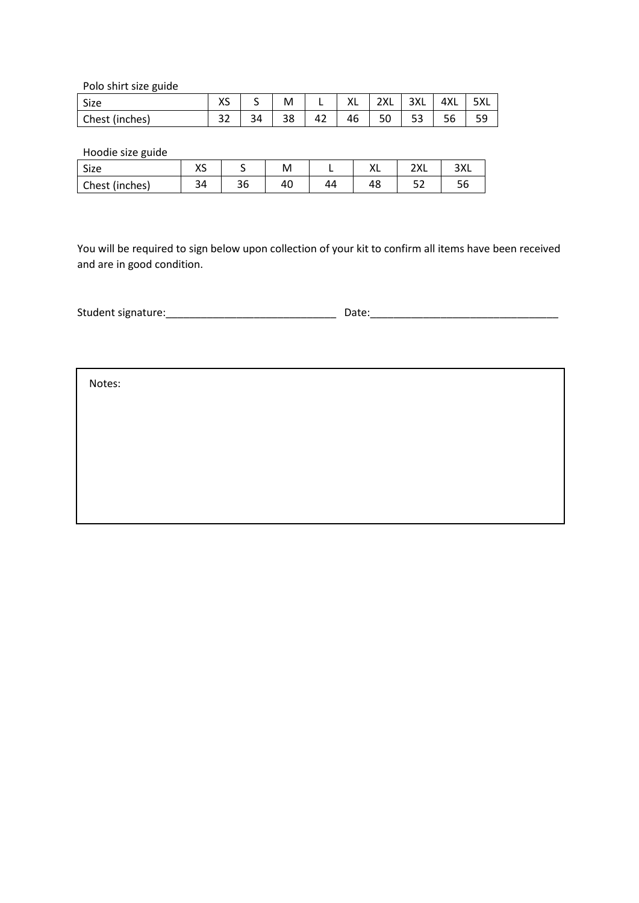Polo shirt size guide

| Size | XS | S | M | L | XL | 2XL | 3XL | 4XL | 5XL |
| --- | --- | --- | --- | --- | --- | --- | --- | --- | --- |
| Chest (inches) | 32 | 34 | 38 | 42 | 46 | 50 | 53 | 56 | 59 |

Hoodie size guide

| Size | XS | S | M | L | XL | 2XL | 3XL |
| --- | --- | --- | --- | --- | --- | --- | --- |
| Chest (inches) | 34 | 36 | 40 | 44 | 48 | 52 | 56 |

You will be required to sign below upon collection of your kit to confirm all items have been received and are in good condition.

Student signature:______________________________ Date:________________________________

Notes: